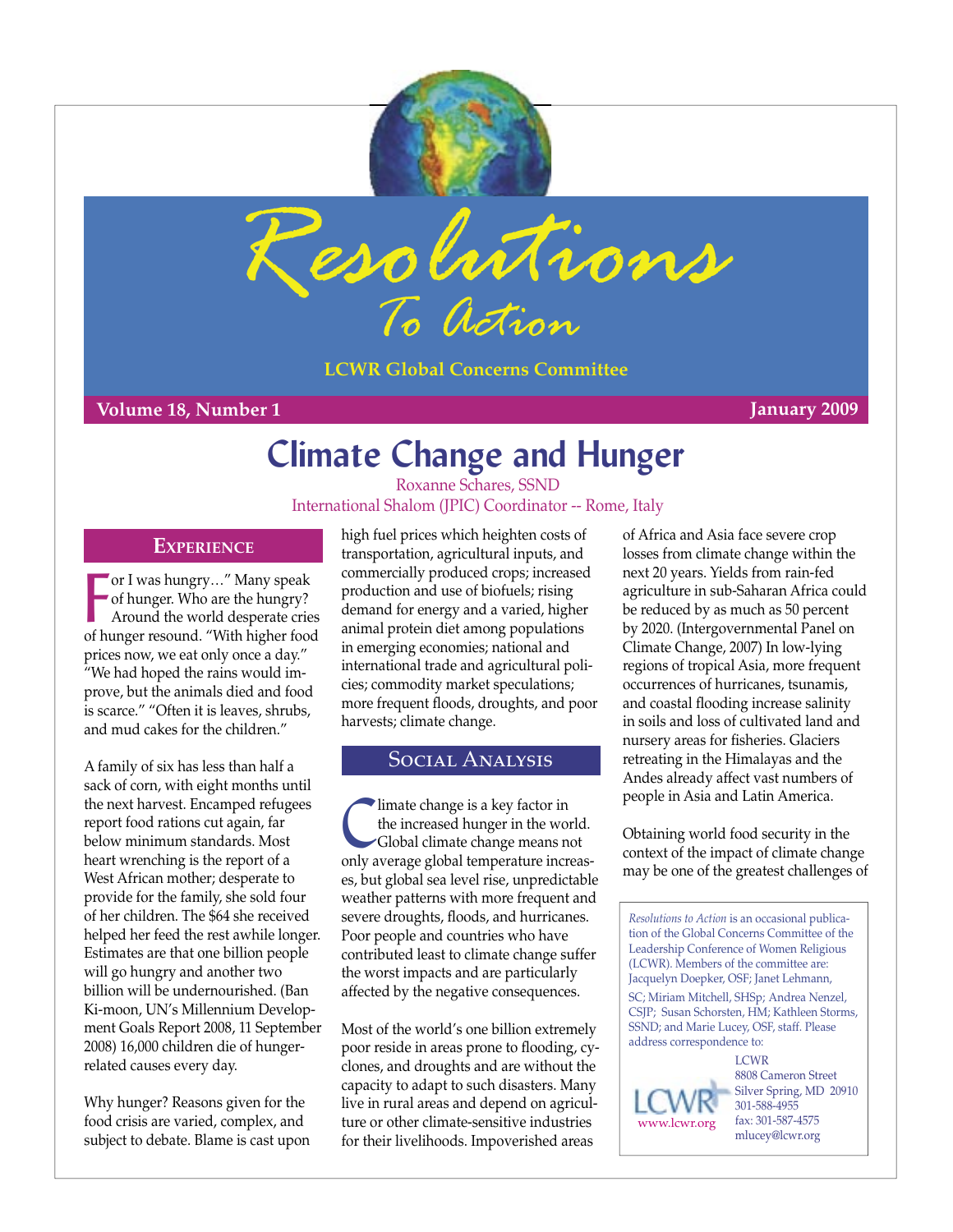# Resolutions To Action

**LCWR Global Concerns Committee**

**Volume 18, Number 1** **January 2009**

# Climate Change and Hunger

Roxanne Schares, SSND
International Shalom (JPIC) Coordinator -- Rome, Italy

## Experience

"For I was hungry…" Many speak of hunger. Who are the hungry? Around the world desperate cries of hunger resound. "With higher food prices now, we eat only once a day." "We had hoped the rains would improve, but the animals died and food is scarce." "Often it is leaves, shrubs, and mud cakes for the children."

A family of six has less than half a sack of corn, with eight months until the next harvest. Encamped refugees report food rations cut again, far below minimum standards. Most heart wrenching is the report of a West African mother; desperate to provide for the family, she sold four of her children. The $64 she received helped her feed the rest awhile longer. Estimates are that one billion people will go hungry and another two billion will be undernourished. (Ban Ki-moon, UN's Millennium Development Goals Report 2008, 11 September 2008) 16,000 children die of hunger-related causes every day.

Why hunger? Reasons given for the food crisis are varied, complex, and subject to debate. Blame is cast upon high fuel prices which heighten costs of transportation, agricultural inputs, and commercially produced crops; increased production and use of biofuels; rising demand for energy and a varied, higher animal protein diet among populations in emerging economies; national and international trade and agricultural policies; commodity market speculations; more frequent floods, droughts, and poor harvests; climate change.

## Social Analysis

Climate change is a key factor in the increased hunger in the world. Global climate change means not only average global temperature increases, but global sea level rise, unpredictable weather patterns with more frequent and severe droughts, floods, and hurricanes. Poor people and countries who have contributed least to climate change suffer the worst impacts and are particularly affected by the negative consequences.

Most of the world's one billion extremely poor reside in areas prone to flooding, cyclones, and droughts and are without the capacity to adapt to such disasters. Many live in rural areas and depend on agriculture or other climate-sensitive industries for their livelihoods. Impoverished areas of Africa and Asia face severe crop losses from climate change within the next 20 years. Yields from rain-fed agriculture in sub-Saharan Africa could be reduced by as much as 50 percent by 2020. (Intergovernmental Panel on Climate Change, 2007) In low-lying regions of tropical Asia, more frequent occurrences of hurricanes, tsunamis, and coastal flooding increase salinity in soils and loss of cultivated land and nursery areas for fisheries. Glaciers retreating in the Himalayas and the Andes already affect vast numbers of people in Asia and Latin America.

Obtaining world food security in the context of the impact of climate change may be one of the greatest challenges of

---

*Resolutions to Action* is an occasional publication of the Global Concerns Committee of the Leadership Conference of Women Religious (LCWR). Members of the committee are: Jacquelyn Doepker, OSF; Janet Lehmann, SC; Miriam Mitchell, SHSp; Andrea Nenzel, CSJP; Susan Schorsten, HM; Kathleen Storms, SSND; and Marie Lucey, OSF, staff. Please address correspondence to:

LCWR
8808 Cameron Street
Silver Spring, MD 20910
301-588-4955
fax: 301-587-4575
mlucey@lcwr.org

www.lcwr.org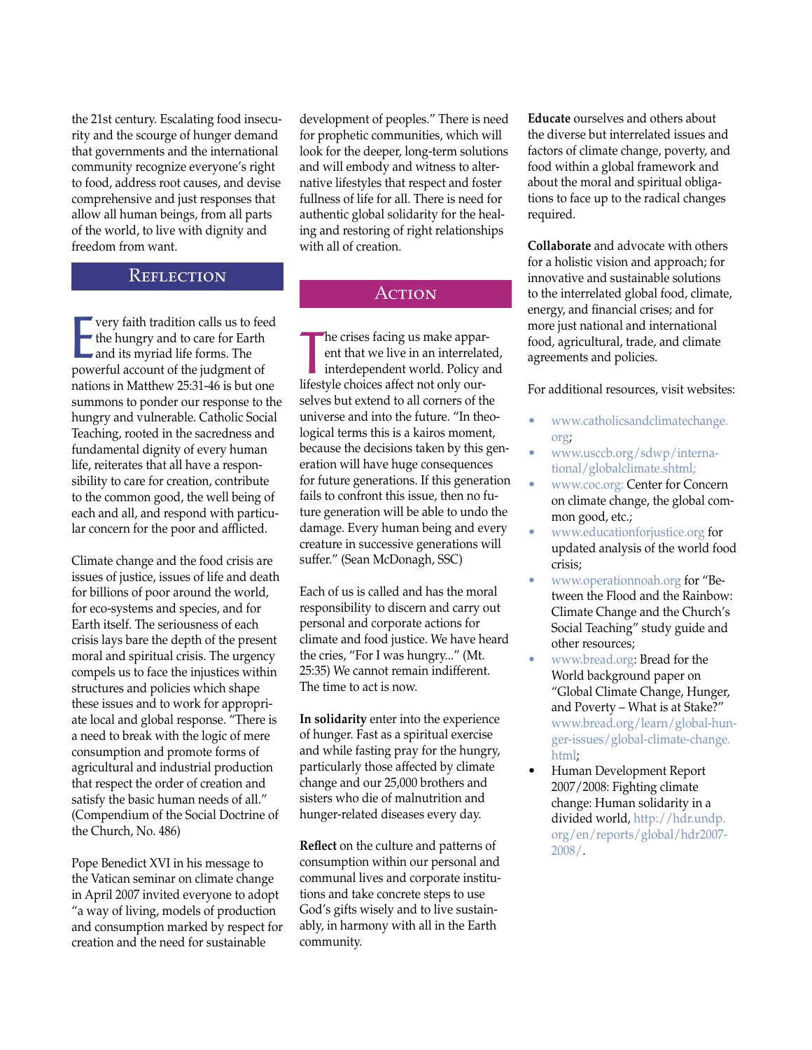the 21st century. Escalating food insecurity and the scourge of hunger demand that governments and the international community recognize everyone's right to food, address root causes, and devise comprehensive and just responses that allow all human beings, from all parts of the world, to live with dignity and freedom from want.

## Reflection

Every faith tradition calls us to feed the hungry and to care for Earth and its myriad life forms. The powerful account of the judgment of nations in Matthew 25:31-46 is but one summons to ponder our response to the hungry and vulnerable. Catholic Social Teaching, rooted in the sacredness and fundamental dignity of every human life, reiterates that all have a responsibility to care for creation, contribute to the common good, the well being of each and all, and respond with particular concern for the poor and afflicted.

Climate change and the food crisis are issues of justice, issues of life and death for billions of poor around the world, for eco-systems and species, and for Earth itself. The seriousness of each crisis lays bare the depth of the present moral and spiritual crisis. The urgency compels us to face the injustices within structures and policies which shape these issues and to work for appropriate local and global response. "There is a need to break with the logic of mere consumption and promote forms of agricultural and industrial production that respect the order of creation and satisfy the basic human needs of all." (Compendium of the Social Doctrine of the Church, No. 486)

Pope Benedict XVI in his message to the Vatican seminar on climate change in April 2007 invited everyone to adopt "a way of living, models of production and consumption marked by respect for creation and the need for sustainable development of peoples." There is need for prophetic communities, which will look for the deeper, long-term solutions and will embody and witness to alternative lifestyles that respect and foster fullness of life for all. There is need for authentic global solidarity for the healing and restoring of right relationships with all of creation.

## Action

The crises facing us make apparent that we live in an interrelated, interdependent world. Policy and lifestyle choices affect not only ourselves but extend to all corners of the universe and into the future. "In theological terms this is a kairos moment, because the decisions taken by this generation will have huge consequences for future generations. If this generation fails to confront this issue, then no future generation will be able to undo the damage. Every human being and every creature in successive generations will suffer." (Sean McDonagh, SSC)

Each of us is called and has the moral responsibility to discern and carry out personal and corporate actions for climate and food justice. We have heard the cries, "For I was hungry..." (Mt. 25:35) We cannot remain indifferent. The time to act is now.

**In solidarity** enter into the experience of hunger. Fast as a spiritual exercise and while fasting pray for the hungry, particularly those affected by climate change and our 25,000 brothers and sisters who die of malnutrition and hunger-related diseases every day.

**Reflect** on the culture and patterns of consumption within our personal and communal lives and corporate institutions and take concrete steps to use God's gifts wisely and to live sustainably, in harmony with all in the Earth community.

**Educate** ourselves and others about the diverse but interrelated issues and factors of climate change, poverty, and food within a global framework and about the moral and spiritual obligations to face up to the radical changes required.

**Collaborate** and advocate with others for a holistic vision and approach; for innovative and sustainable solutions to the interrelated global food, climate, energy, and financial crises; and for more just national and international food, agricultural, trade, and climate agreements and policies.

For additional resources, visit websites:

- www.catholicsandclimatechange.org;
- www.usccb.org/sdwp/international/globalclimate.shtml;
- www.coc.org: Center for Concern on climate change, the global common good, etc.;
- www.educationforjustice.org for updated analysis of the world food crisis;
- www.operationnoah.org for "Between the Flood and the Rainbow: Climate Change and the Church's Social Teaching" study guide and other resources;
- www.bread.org: Bread for the World background paper on "Global Climate Change, Hunger, and Poverty – What is at Stake?" www.bread.org/learn/global-hunger-issues/global-climate-change.html;
- Human Development Report 2007/2008: Fighting climate change: Human solidarity in a divided world, http://hdr.undp.org/en/reports/global/hdr2007-2008/.